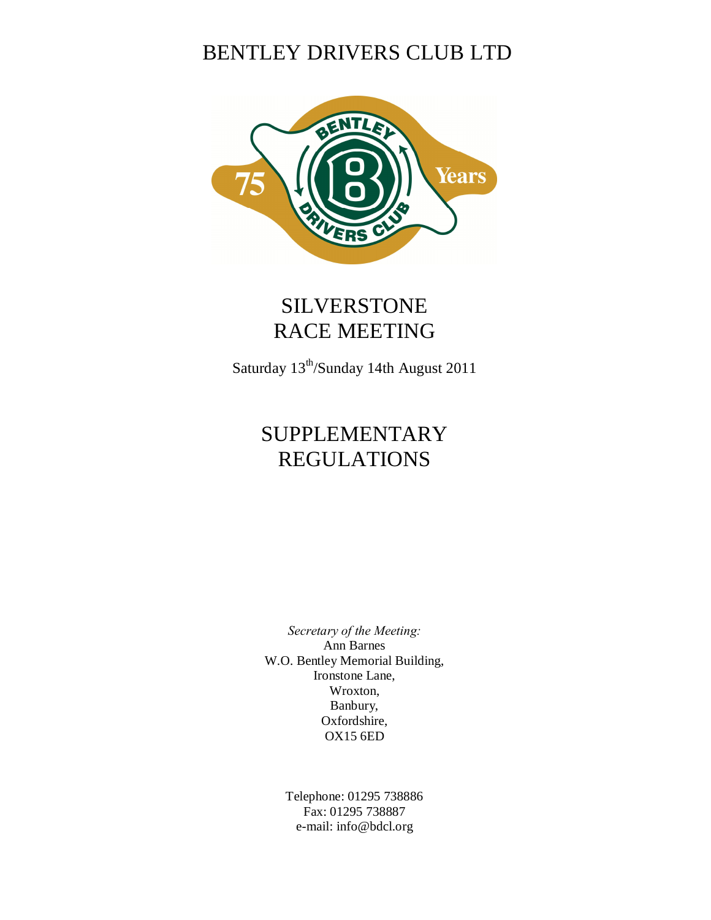# BENTLEY DRIVERS CLUB LTD

## SILVERSTONE RACE MEETING

Saturday 13th/Sunday 14th August 2011

## SUPPLEMENTARY REGULATIONS

*Secretary of the Meeting:*
Ann Barnes
W.O. Bentley Memorial Building,
Ironstone Lane,
Wroxton,
Banbury,
Oxfordshire,
OX15 6ED

Telephone: 01295 738886
Fax: 01295 738887
e-mail: info@bdcl.org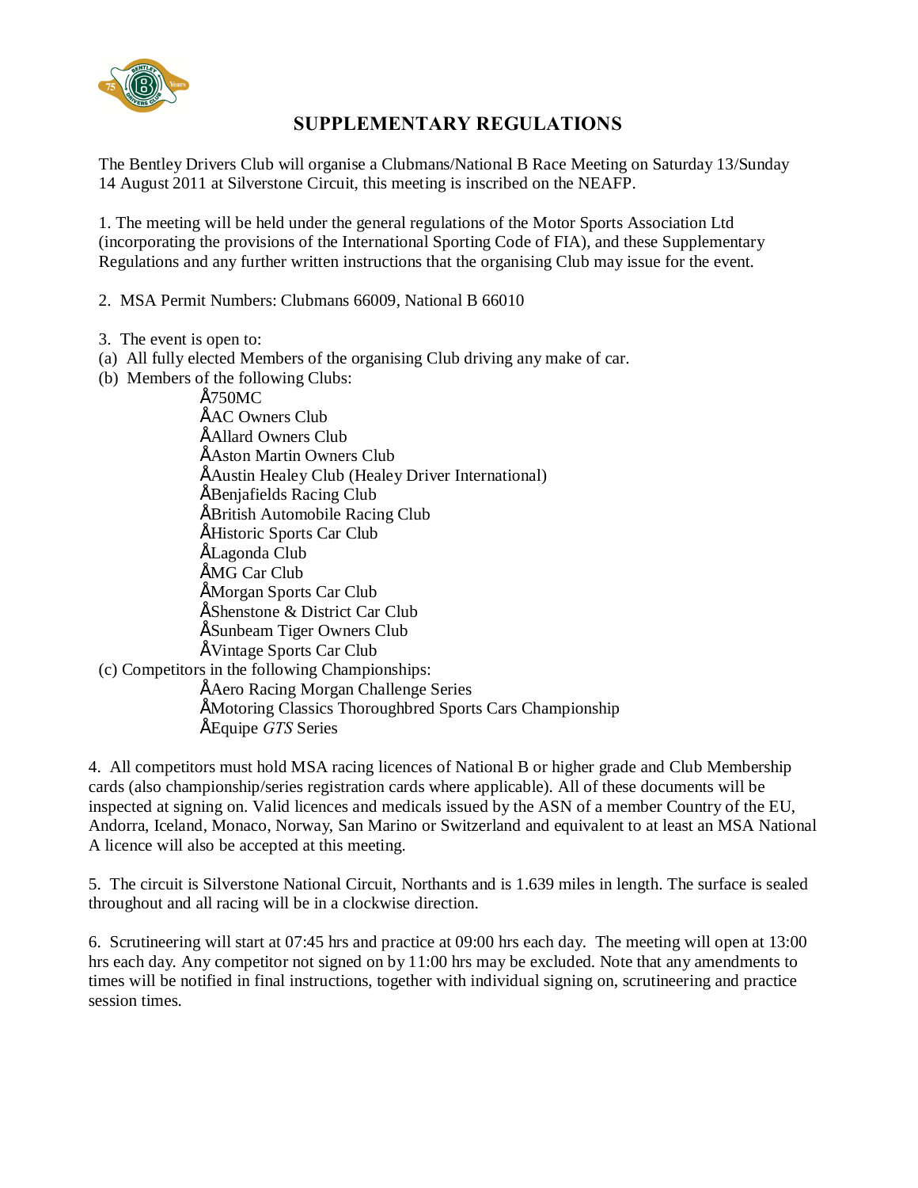# SUPPLEMENTARY REGULATIONS

The Bentley Drivers Club will organise a Clubmans/National B Race Meeting on Saturday 13/Sunday 14 August 2011 at Silverstone Circuit, this meeting is inscribed on the NEAFP.

1. The meeting will be held under the general regulations of the Motor Sports Association Ltd (incorporating the provisions of the International Sporting Code of FIA), and these Supplementary Regulations and any further written instructions that the organising Club may issue for the event.

2. MSA Permit Numbers: Clubmans 66009, National B 66010

3. The event is open to:

(a) All fully elected Members of the organising Club driving any make of car.

(b) Members of the following Clubs:

- 750MC
- AC Owners Club
- Allard Owners Club
- Aston Martin Owners Club
- Austin Healey Club (Healey Driver International)
- Benjafields Racing Club
- British Automobile Racing Club
- Historic Sports Car Club
- Lagonda Club
- MG Car Club
- Morgan Sports Car Club
- Shenstone & District Car Club
- Sunbeam Tiger Owners Club
- Vintage Sports Car Club

(c) Competitors in the following Championships:

- Aero Racing Morgan Challenge Series
- Motoring Classics Thoroughbred Sports Cars Championship
- Equipe *GTS* Series

4. All competitors must hold MSA racing licences of National B or higher grade and Club Membership cards (also championship/series registration cards where applicable). All of these documents will be inspected at signing on. Valid licences and medicals issued by the ASN of a member Country of the EU, Andorra, Iceland, Monaco, Norway, San Marino or Switzerland and equivalent to at least an MSA National A licence will also be accepted at this meeting.

5. The circuit is Silverstone National Circuit, Northants and is 1.639 miles in length. The surface is sealed throughout and all racing will be in a clockwise direction.

6. Scrutineering will start at 07:45 hrs and practice at 09:00 hrs each day. The meeting will open at 13:00 hrs each day. Any competitor not signed on by 11:00 hrs may be excluded. Note that any amendments to times will be notified in final instructions, together with individual signing on, scrutineering and practice session times.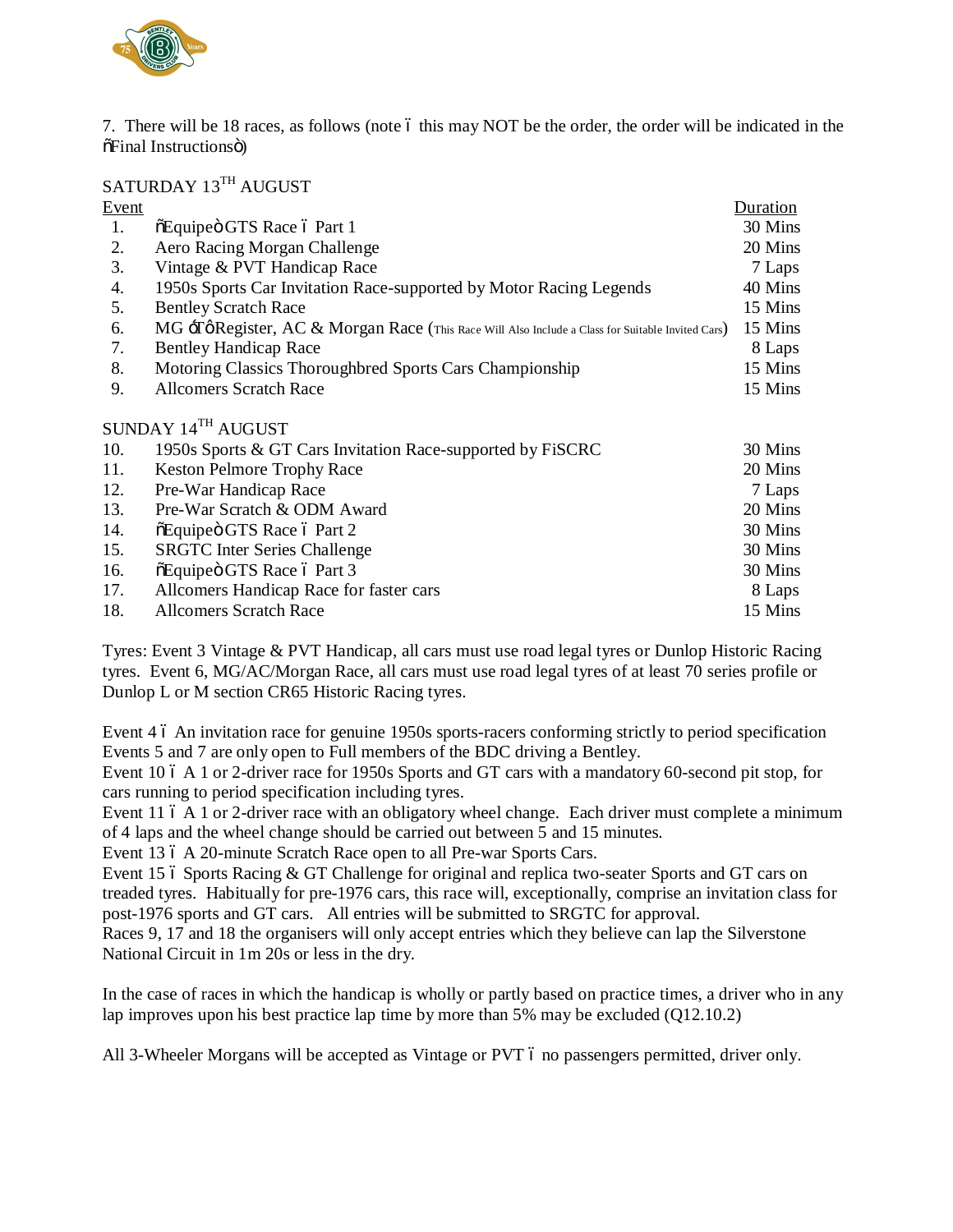7. There will be 18 races, as follows (note – this may NOT be the order, the order will be indicated in the "Final Instructions")

SATURDAY 13TH AUGUST

| Event | | Duration |
|---|---|---|
| 1. | "Equipe" GTS Race – Part 1 | 30 Mins |
| 2. | Aero Racing Morgan Challenge | 20 Mins |
| 3. | Vintage & PVT Handicap Race | 7 Laps |
| 4. | 1950s Sports Car Invitation Race-supported by Motor Racing Legends | 40 Mins |
| 5. | Bentley Scratch Race | 15 Mins |
| 6. | MG 'T' Register, AC & Morgan Race (This Race Will Also Include a Class for Suitable Invited Cars) | 15 Mins |
| 7. | Bentley Handicap Race | 8 Laps |
| 8. | Motoring Classics Thoroughbred Sports Cars Championship | 15 Mins |
| 9. | Allcomers Scratch Race | 15 Mins |

SUNDAY 14TH AUGUST

| Event | | Duration |
|---|---|---|
| 10. | 1950s Sports & GT Cars Invitation Race-supported by FiSCRC | 30 Mins |
| 11. | Keston Pelmore Trophy Race | 20 Mins |
| 12. | Pre-War Handicap Race | 7 Laps |
| 13. | Pre-War Scratch & ODM Award | 20 Mins |
| 14. | "Equipe" GTS Race – Part 2 | 30 Mins |
| 15. | SRGTC Inter Series Challenge | 30 Mins |
| 16. | "Equipe" GTS Race – Part 3 | 30 Mins |
| 17. | Allcomers Handicap Race for faster cars | 8 Laps |
| 18. | Allcomers Scratch Race | 15 Mins |

Tyres: Event 3 Vintage & PVT Handicap, all cars must use road legal tyres or Dunlop Historic Racing tyres. Event 6, MG/AC/Morgan Race, all cars must use road legal tyres of at least 70 series profile or Dunlop L or M section CR65 Historic Racing tyres.

Event 4 – An invitation race for genuine 1950s sports-racers conforming strictly to period specification
Events 5 and 7 are only open to Full members of the BDC driving a Bentley.
Event 10 – A 1 or 2-driver race for 1950s Sports and GT cars with a mandatory 60-second pit stop, for cars running to period specification including tyres.
Event 11 – A 1 or 2-driver race with an obligatory wheel change. Each driver must complete a minimum of 4 laps and the wheel change should be carried out between 5 and 15 minutes.
Event 13 – A 20-minute Scratch Race open to all Pre-war Sports Cars.
Event 15 – Sports Racing & GT Challenge for original and replica two-seater Sports and GT cars on treaded tyres. Habitually for pre-1976 cars, this race will, exceptionally, comprise an invitation class for post-1976 sports and GT cars. All entries will be submitted to SRGTC for approval.
Races 9, 17 and 18 the organisers will only accept entries which they believe can lap the Silverstone National Circuit in 1m 20s or less in the dry.

In the case of races in which the handicap is wholly or partly based on practice times, a driver who in any lap improves upon his best practice lap time by more than 5% may be excluded (Q12.10.2)

All 3-Wheeler Morgans will be accepted as Vintage or PVT – no passengers permitted, driver only.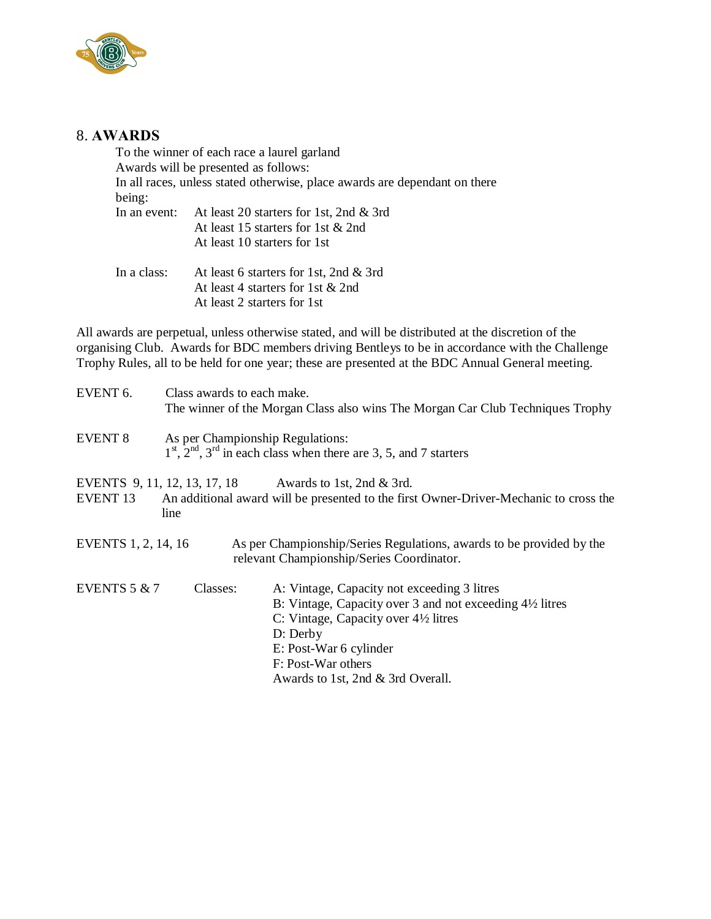## 8. **AWARDS**

To the winner of each race a laurel garland

Awards will be presented as follows:

In all races, unless stated otherwise, place awards are dependant on there being:

| | |
|---|---|
| In an event: | At least 20 starters for 1st, 2nd & 3rd |
| | At least 15 starters for 1st & 2nd |
| | At least 10 starters for 1st |
| In a class: | At least 6 starters for 1st, 2nd & 3rd |
| | At least 4 starters for 1st & 2nd |
| | At least 2 starters for 1st |

All awards are perpetual, unless otherwise stated, and will be distributed at the discretion of the organising Club. Awards for BDC members driving Bentleys to be in accordance with the Challenge Trophy Rules, all to be held for one year; these are presented at the BDC Annual General meeting.

EVENT 6. Class awards to each make.
The winner of the Morgan Class also wins The Morgan Car Club Techniques Trophy

EVENT 8 As per Championship Regulations:
1st, 2nd, 3rd in each class when there are 3, 5, and 7 starters

EVENTS 9, 11, 12, 13, 17, 18 Awards to 1st, 2nd & 3rd.

EVENT 13 An additional award will be presented to the first Owner-Driver-Mechanic to cross the line

EVENTS 1, 2, 14, 16 As per Championship/Series Regulations, awards to be provided by the relevant Championship/Series Coordinator.

EVENTS 5 & 7 Classes:

- A: Vintage, Capacity not exceeding 3 litres
- B: Vintage, Capacity over 3 and not exceeding 4½ litres
- C: Vintage, Capacity over 4½ litres
- D: Derby
- E: Post-War 6 cylinder
- F: Post-War others

Awards to 1st, 2nd & 3rd Overall.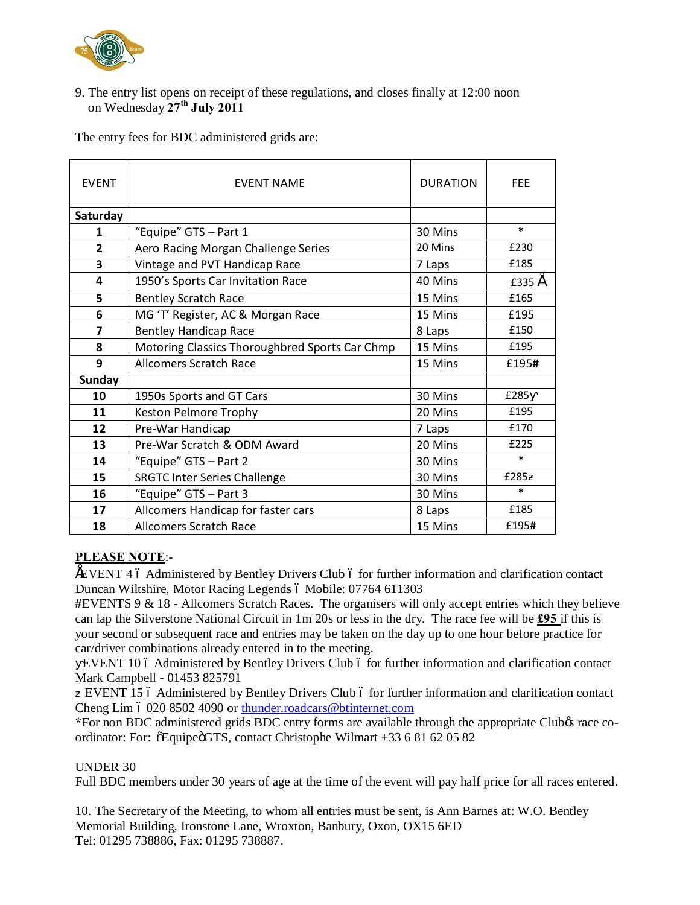9. The entry list opens on receipt of these regulations, and closes finally at 12:00 noon on Wednesday **27th July 2011**

The entry fees for BDC administered grids are:

| EVENT | EVENT NAME | DURATION | FEE |
|---|---|---|---|
| **Saturday** | | | |
| **1** | "Equipe" GTS – Part 1 | 30 Mins | * |
| **2** | Aero Racing Morgan Challenge Series | 20 Mins | £230 |
| **3** | Vintage and PVT Handicap Race | 7 Laps | £185 |
| **4** | 1950's Sports Car Invitation Race | 40 Mins | £335 Å |
| **5** | Bentley Scratch Race | 15 Mins | £165 |
| **6** | MG 'T' Register, AC & Morgan Race | 15 Mins | £195 |
| **7** | Bentley Handicap Race | 8 Laps | £150 |
| **8** | Motoring Classics Thoroughbred Sports Car Chmp | 15 Mins | £195 |
| **9** | Allcomers Scratch Race | 15 Mins | £195**#** |
| **Sunday** | | | |
| **10** | 1950s Sports and GT Cars | 30 Mins | £285y |
| **11** | Keston Pelmore Trophy | 20 Mins | £195 |
| **12** | Pre-War Handicap | 7 Laps | £170 |
| **13** | Pre-War Scratch & ODM Award | 20 Mins | £225 |
| **14** | "Equipe" GTS – Part 2 | 30 Mins | * |
| **15** | SRGTC Inter Series Challenge | 30 Mins | £285z |
| **16** | "Equipe" GTS – Part 3 | 30 Mins | * |
| **17** | Allcomers Handicap for faster cars | 8 Laps | £185 |
| **18** | Allcomers Scratch Race | 15 Mins | £195**#** |

**PLEASE NOTE**:-

ÅEVENT 4 – Administered by Bentley Drivers Club – for further information and clarification contact Duncan Wiltshire, Motor Racing Legends – Mobile: 07764 611303

#EVENTS 9 & 18 - Allcomers Scratch Races. The organisers will only accept entries which they believe can lap the Silverstone National Circuit in 1m 20s or less in the dry. The race fee will be **£95** if this is your second or subsequent race and entries may be taken on the day up to one hour before practice for car/driver combinations already entered in to the meeting.

yEVENT 10 – Administered by Bentley Drivers Club – for further information and clarification contact Mark Campbell - 01453 825791

z EVENT 15 – Administered by Bentley Drivers Club – for further information and clarification contact Cheng Lim – 020 8502 4090 or thunder.roadcars@btinternet.com

*For non BDC administered grids BDC entry forms are available through the appropriate Club's race co-ordinator: For: "Equipe" GTS, contact Christophe Wilmart +33 6 81 62 05 82

UNDER 30

Full BDC members under 30 years of age at the time of the event will pay half price for all races entered.

10. The Secretary of the Meeting, to whom all entries must be sent, is Ann Barnes at: W.O. Bentley Memorial Building, Ironstone Lane, Wroxton, Banbury, Oxon, OX15 6ED
Tel: 01295 738886, Fax: 01295 738887.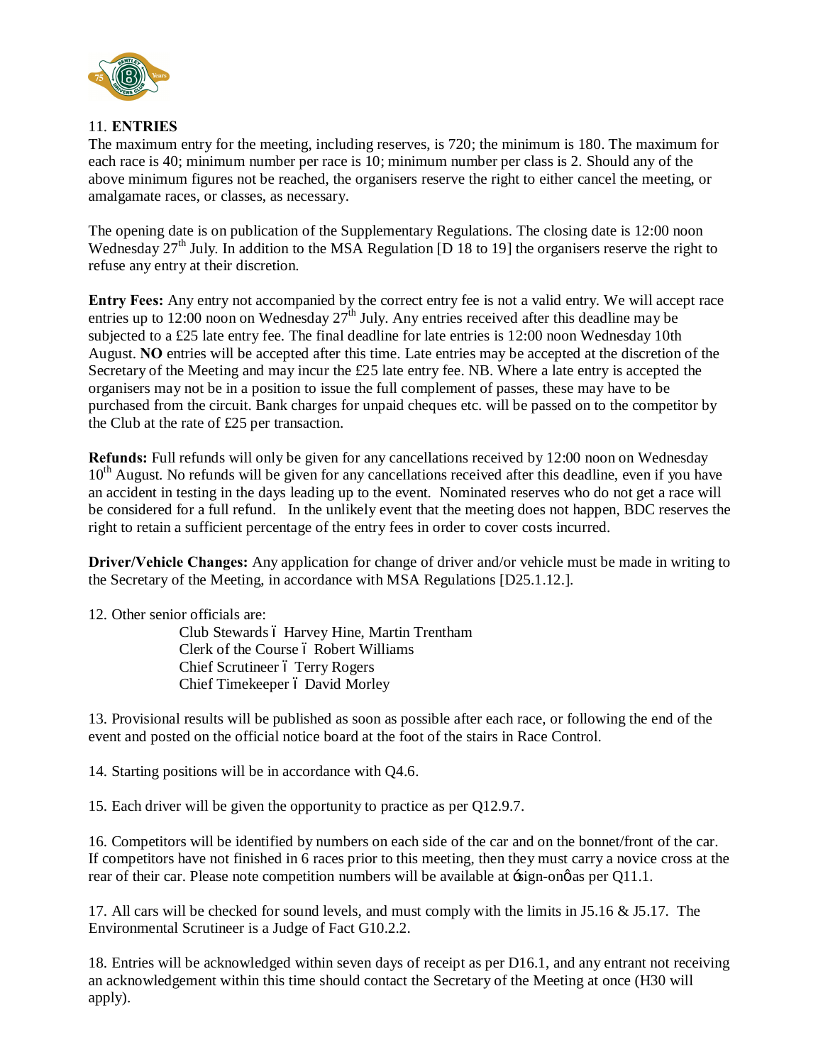11. **ENTRIES**

The maximum entry for the meeting, including reserves, is 720; the minimum is 180. The maximum for each race is 40; minimum number per race is 10; minimum number per class is 2. Should any of the above minimum figures not be reached, the organisers reserve the right to either cancel the meeting, or amalgamate races, or classes, as necessary.

The opening date is on publication of the Supplementary Regulations. The closing date is 12:00 noon Wednesday 27th July. In addition to the MSA Regulation [D 18 to 19] the organisers reserve the right to refuse any entry at their discretion.

**Entry Fees:** Any entry not accompanied by the correct entry fee is not a valid entry. We will accept race entries up to 12:00 noon on Wednesday 27th July. Any entries received after this deadline may be subjected to a £25 late entry fee. The final deadline for late entries is 12:00 noon Wednesday 10th August. **NO** entries will be accepted after this time. Late entries may be accepted at the discretion of the Secretary of the Meeting and may incur the £25 late entry fee. NB. Where a late entry is accepted the organisers may not be in a position to issue the full complement of passes, these may have to be purchased from the circuit. Bank charges for unpaid cheques etc. will be passed on to the competitor by the Club at the rate of £25 per transaction.

**Refunds:** Full refunds will only be given for any cancellations received by 12:00 noon on Wednesday 10th August. No refunds will be given for any cancellations received after this deadline, even if you have an accident in testing in the days leading up to the event. Nominated reserves who do not get a race will be considered for a full refund. In the unlikely event that the meeting does not happen, BDC reserves the right to retain a sufficient percentage of the entry fees in order to cover costs incurred.

**Driver/Vehicle Changes:** Any application for change of driver and/or vehicle must be made in writing to the Secretary of the Meeting, in accordance with MSA Regulations [D25.1.12.].

12. Other senior officials are:

Club Stewards – Harvey Hine, Martin Trentham
Clerk of the Course – Robert Williams
Chief Scrutineer – Terry Rogers
Chief Timekeeper – David Morley

13. Provisional results will be published as soon as possible after each race, or following the end of the event and posted on the official notice board at the foot of the stairs in Race Control.

14. Starting positions will be in accordance with Q4.6.

15. Each driver will be given the opportunity to practice as per Q12.9.7.

16. Competitors will be identified by numbers on each side of the car and on the bonnet/front of the car. If competitors have not finished in 6 races prior to this meeting, then they must carry a novice cross at the rear of their car. Please note competition numbers will be available at 'sign-on' as per Q11.1.

17. All cars will be checked for sound levels, and must comply with the limits in J5.16 & J5.17. The Environmental Scrutineer is a Judge of Fact G10.2.2.

18. Entries will be acknowledged within seven days of receipt as per D16.1, and any entrant not receiving an acknowledgement within this time should contact the Secretary of the Meeting at once (H30 will apply).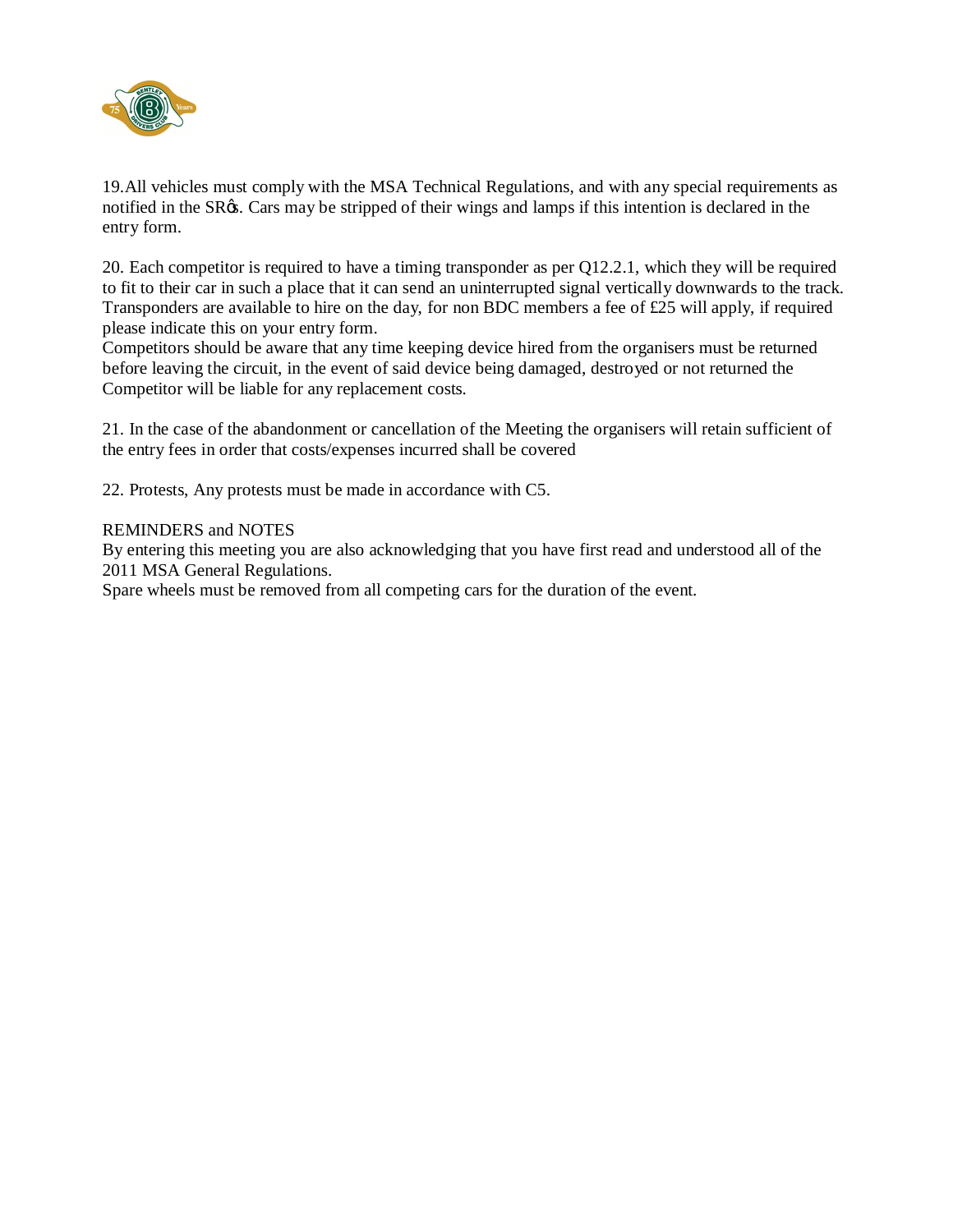19.All vehicles must comply with the MSA Technical Regulations, and with any special requirements as notified in the SR's. Cars may be stripped of their wings and lamps if this intention is declared in the entry form.

20. Each competitor is required to have a timing transponder as per Q12.2.1, which they will be required to fit to their car in such a place that it can send an uninterrupted signal vertically downwards to the track. Transponders are available to hire on the day, for non BDC members a fee of £25 will apply, if required please indicate this on your entry form.
Competitors should be aware that any time keeping device hired from the organisers must be returned before leaving the circuit, in the event of said device being damaged, destroyed or not returned the Competitor will be liable for any replacement costs.

21. In the case of the abandonment or cancellation of the Meeting the organisers will retain sufficient of the entry fees in order that costs/expenses incurred shall be covered

22. Protests, Any protests must be made in accordance with C5.

REMINDERS and NOTES
By entering this meeting you are also acknowledging that you have first read and understood all of the 2011 MSA General Regulations.
Spare wheels must be removed from all competing cars for the duration of the event.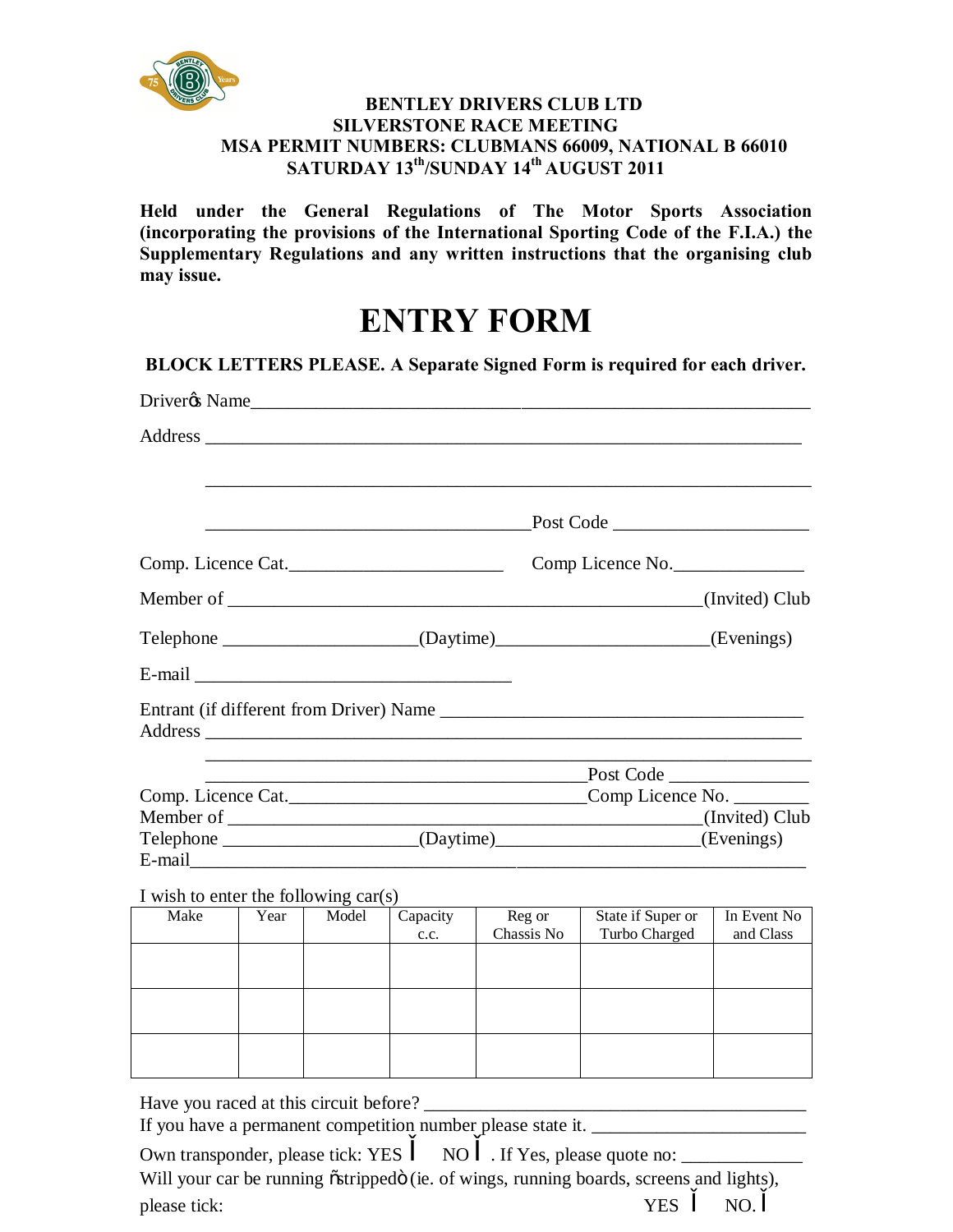**BENTLEY DRIVERS CLUB LTD**
**SILVERSTONE RACE MEETING**
**MSA PERMIT NUMBERS: CLUBMANS 66009, NATIONAL B 66010**
**SATURDAY 13th/SUNDAY 14th AUGUST 2011**

**Held under the General Regulations of The Motor Sports Association (incorporating the provisions of the International Sporting Code of the F.I.A.) the Supplementary Regulations and any written instructions that the organising club may issue.**

# ENTRY FORM

**BLOCK LETTERS PLEASE. A Separate Signed Form is required for each driver.**

Driver's Name_______________________________________________________________

Address ____________________________________________________________

____________________________________________________________

__________________________________Post Code ____________________

Comp. Licence Cat.______________________ Comp Licence No.______________

Member of ___________________________________________________(Invited) Club

Telephone ____________________(Daytime)_____________________(Evenings)

E-mail __________________________________

Entrant (if different from Driver) Name ______________________________________
Address ____________________________________________________________

____________________________________________________________

________________________________________Post Code _______________

Comp. Licence Cat.______________________________Comp Licence No. ________
Member of ___________________________________________________(Invited) Club
Telephone ____________________(Daytime)_____________________(Evenings)
E-mail_____________________________________________________________

I wish to enter the following car(s)

| Make | Year | Model | Capacity c.c. | Reg or Chassis No | State if Super or Turbo Charged | In Event No and Class |
|---|---|---|---|---|---|---|
| | | | | | | |
| | | | | | | |
| | | | | | | |

Have you raced at this circuit before? ________________________________________
If you have a permanent competition number please state it. ______________________

Own transponder, please tick: YES ☐ NO ☐ . If Yes, please quote no: ____________
Will your car be running "stripped" (ie. of wings, running boards, screens and lights),
please tick: YES ☐ NO. ☐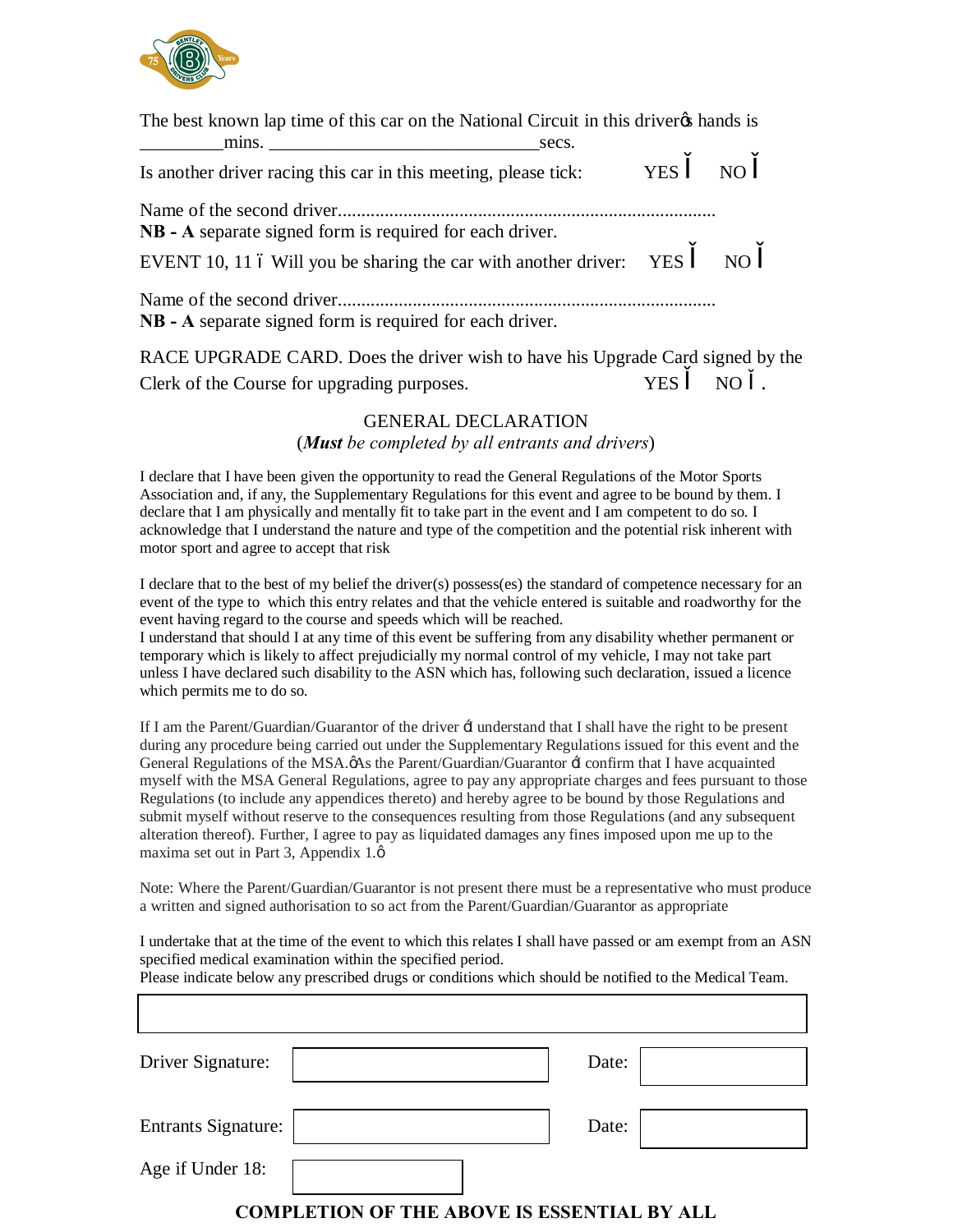The best known lap time of this car on the National Circuit in this driverǿs hands is _________mins. _____________________________secs.

Is another driver racing this car in this meeting, please tick: YES Ĭ NO Ĭ

Name of the second driver................................................................................

**NB - A** separate signed form is required for each driver.

EVENT 10, 11 ĭ Will you be sharing the car with another driver: YES Ĭ NO Ĭ

Name of the second driver................................................................................

**NB - A** separate signed form is required for each driver.

RACE UPGRADE CARD. Does the driver wish to have his Upgrade Card signed by the Clerk of the Course for upgrading purposes. YES Ĭ NO Ĭ .

## GENERAL DECLARATION

(***Must*** *be completed by all entrants and drivers*)

I declare that I have been given the opportunity to read the General Regulations of the Motor Sports Association and, if any, the Supplementary Regulations for this event and agree to be bound by them. I declare that I am physically and mentally fit to take part in the event and I am competent to do so. I acknowledge that I understand the nature and type of the competition and the potential risk inherent with motor sport and agree to accept that risk

I declare that to the best of my belief the driver(s) possess(es) the standard of competence necessary for an event of the type to which this entry relates and that the vehicle entered is suitable and roadworthy for the event having regard to the course and speeds which will be reached.
I understand that should I at any time of this event be suffering from any disability whether permanent or temporary which is likely to affect prejudicially my normal control of my vehicle, I may not take part unless I have declared such disability to the ASN which has, following such declaration, issued a licence which permits me to do so.

If I am the Parent/Guardian/Guarantor of the driver ǴI understand that I shall have the right to be present during any procedure being carried out under the Supplementary Regulations issued for this event and the General Regulations of the MSA.ǿAs the Parent/Guardian/Guarantor ǴI confirm that I have acquainted myself with the MSA General Regulations, agree to pay any appropriate charges and fees pursuant to those Regulations (to include any appendices thereto) and hereby agree to be bound by those Regulations and submit myself without reserve to the consequences resulting from those Regulations (and any subsequent alteration thereof). Further, I agree to pay as liquidated damages any fines imposed upon me up to the maxima set out in Part 3, Appendix 1.ǿ

Note: Where the Parent/Guardian/Guarantor is not present there must be a representative who must produce a written and signed authorisation to so act from the Parent/Guardian/Guarantor as appropriate

I undertake that at the time of the event to which this relates I shall have passed or am exempt from an ASN specified medical examination within the specified period.
Please indicate below any prescribed drugs or conditions which should be notified to the Medical Team.

| |
|---|
| |

| | | | |
|---|---|---|---|
| Driver Signature: | | Date: | |
| Entrants Signature: | | Date: | |
| Age if Under 18: | | | |

**COMPLETION OF THE ABOVE IS ESSENTIAL BY ALL**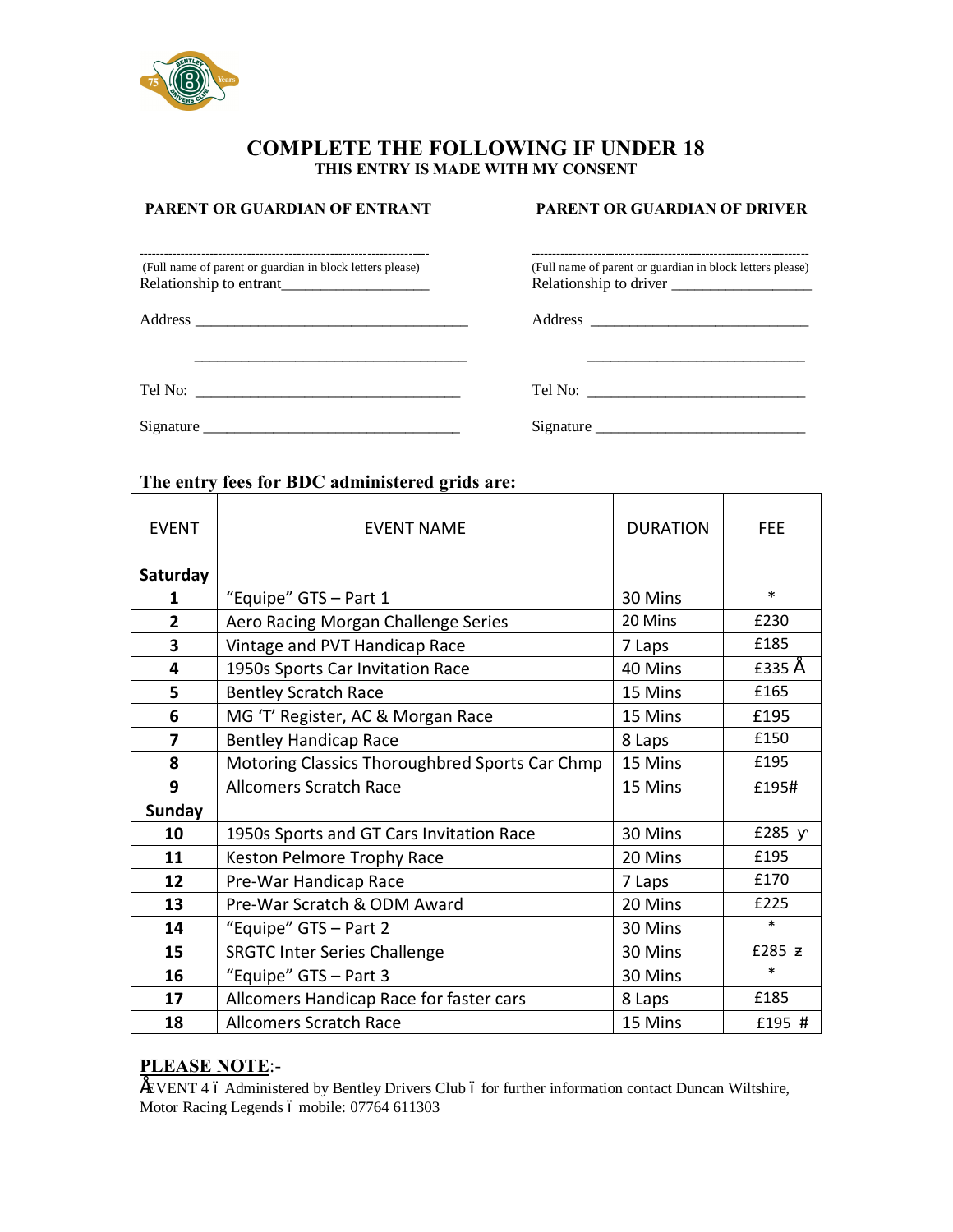# COMPLETE THE FOLLOWING IF UNDER 18

**THIS ENTRY IS MADE WITH MY CONSENT**

**PARENT OR GUARDIAN OF ENTRANT**

-----------------------------------------------------------------------
(Full name of parent or guardian in block letters please)
Relationship to entrant___________________

Address ___________________________________

___________________________________

Tel No: __________________________________

Signature _________________________________

**PARENT OR GUARDIAN OF DRIVER**

-----------------------------------------------------------------------
(Full name of parent or guardian in block letters please)
Relationship to driver _________________

Address ____________________________

____________________________

Tel No: ____________________________

Signature ___________________________

**The entry fees for BDC administered grids are:**

| EVENT | EVENT NAME | DURATION | FEE |
|---|---|---|---|
| **Saturday** | | | |
| **1** | "Equipe" GTS – Part 1 | 30 Mins | * |
| **2** | Aero Racing Morgan Challenge Series | 20 Mins | £230 |
| **3** | Vintage and PVT Handicap Race | 7 Laps | £185 |
| **4** | 1950s Sports Car Invitation Race | 40 Mins | £335 Å |
| **5** | Bentley Scratch Race | 15 Mins | £165 |
| **6** | MG 'T' Register, AC & Morgan Race | 15 Mins | £195 |
| **7** | Bentley Handicap Race | 8 Laps | £150 |
| **8** | Motoring Classics Thoroughbred Sports Car Chmp | 15 Mins | £195 |
| **9** | Allcomers Scratch Race | 15 Mins | £195# |
| **Sunday** | | | |
| **10** | 1950s Sports and GT Cars Invitation Race | 30 Mins | £285 ƴ |
| **11** | Keston Pelmore Trophy Race | 20 Mins | £195 |
| **12** | Pre-War Handicap Race | 7 Laps | £170 |
| **13** | Pre-War Scratch & ODM Award | 20 Mins | £225 |
| **14** | "Equipe" GTS – Part 2 | 30 Mins | * |
| **15** | SRGTC Inter Series Challenge | 30 Mins | £285 ƶ |
| **16** | "Equipe" GTS – Part 3 | 30 Mins | * |
| **17** | Allcomers Handicap Race for faster cars | 8 Laps | £185 |
| **18** | Allcomers Scratch Race | 15 Mins | £195 # |

**PLEASE NOTE**:-

ÅEVENT 4 ï Administered by Bentley Drivers Club ï for further information contact Duncan Wiltshire, Motor Racing Legends ï mobile: 07764 611303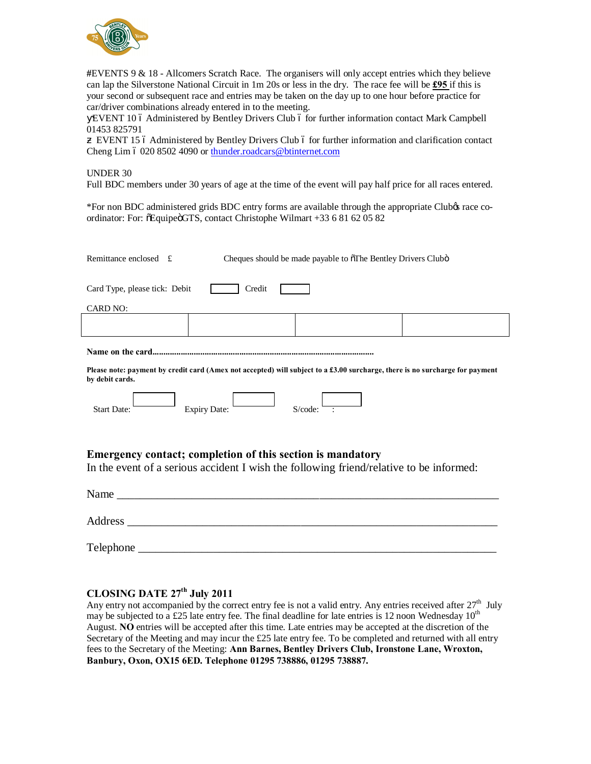#EVENTS 9 & 18 - Allcomers Scratch Race. The organisers will only accept entries which they believe can lap the Silverstone National Circuit in 1m 20s or less in the dry. The race fee will be **£95** if this is your second or subsequent race and entries may be taken on the day up to one hour before practice for car/driver combinations already entered in to the meeting.

ÿEVENT 10 ó Administered by Bentley Drivers Club ó for further information contact Mark Campbell 01453 825791

ž EVENT 15 ó Administered by Bentley Drivers Club ó for further information and clarification contact Cheng Lim ó 020 8502 4090 or thunder.roadcars@btinternet.com

UNDER 30

Full BDC members under 30 years of age at the time of the event will pay half price for all races entered.

*For non BDC administered grids BDC entry forms are available through the appropriate Clubø race co-ordinator: For: õEquipeö GTS, contact Christophe Wilmart +33 6 81 62 05 82

Remittance enclosed £ Cheques should be made payable to õThe Bentley Drivers Clubö

Card Type, please tick: Debit [ ] Credit [ ]

CARD NO:

| | | | |
|---|---|---|---|
| | | | |

**Name on the card**......................................................................................................

**Please note: payment by credit card (Amex not accepted) will subject to a £3.00 surcharge, there is no surcharge for payment by debit cards.**

Start Date: [ ] Expiry Date: [ ] S/code: [ ] :

## Emergency contact; completion of this section is mandatory

In the event of a serious accident I wish the following friend/relative to be informed:

Name ____________________________________________________________

Address __________________________________________________________

Telephone ________________________________________________________

## CLOSING DATE 27th July 2011

Any entry not accompanied by the correct entry fee is not a valid entry. Any entries received after 27th July may be subjected to a £25 late entry fee. The final deadline for late entries is 12 noon Wednesday 10th August. **NO** entries will be accepted after this time. Late entries may be accepted at the discretion of the Secretary of the Meeting and may incur the £25 late entry fee. To be completed and returned with all entry fees to the Secretary of the Meeting: **Ann Barnes, Bentley Drivers Club, Ironstone Lane, Wroxton, Banbury, Oxon, OX15 6ED. Telephone 01295 738886, 01295 738887.**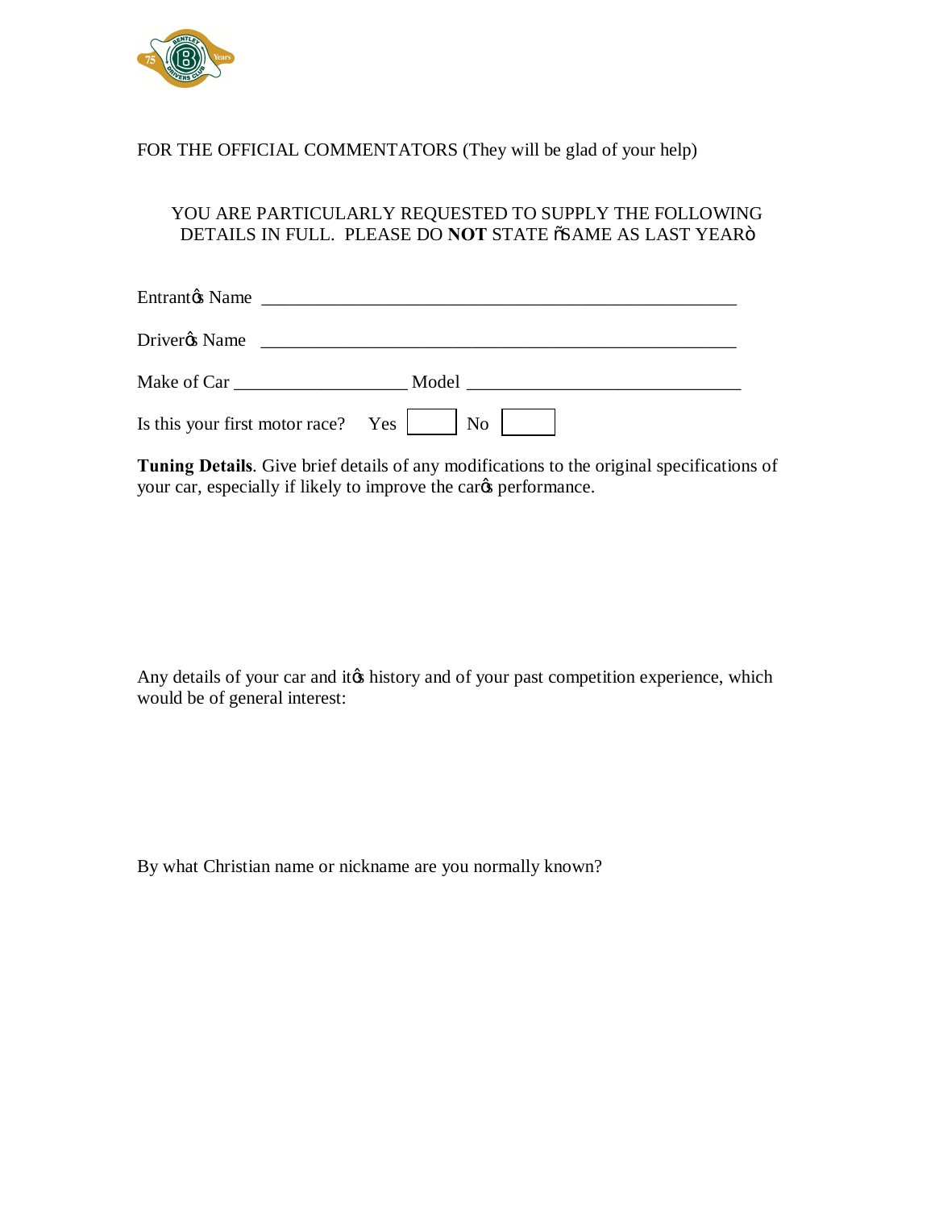FOR THE OFFICIAL COMMENTATORS (They will be glad of your help)

YOU ARE PARTICULARLY REQUESTED TO SUPPLY THE FOLLOWING DETAILS IN FULL. PLEASE DO **NOT** STATE "SAME AS LAST YEAR"

Entrant's Name ______________________________________________________

Driver's Name ______________________________________________________

Make of Car ____________________ Model ______________________________

Is this your first motor race? Yes [ ] No [ ]

**Tuning Details**. Give brief details of any modifications to the original specifications of your car, especially if likely to improve the car's performance.

Any details of your car and it's history and of your past competition experience, which would be of general interest:

By what Christian name or nickname are you normally known?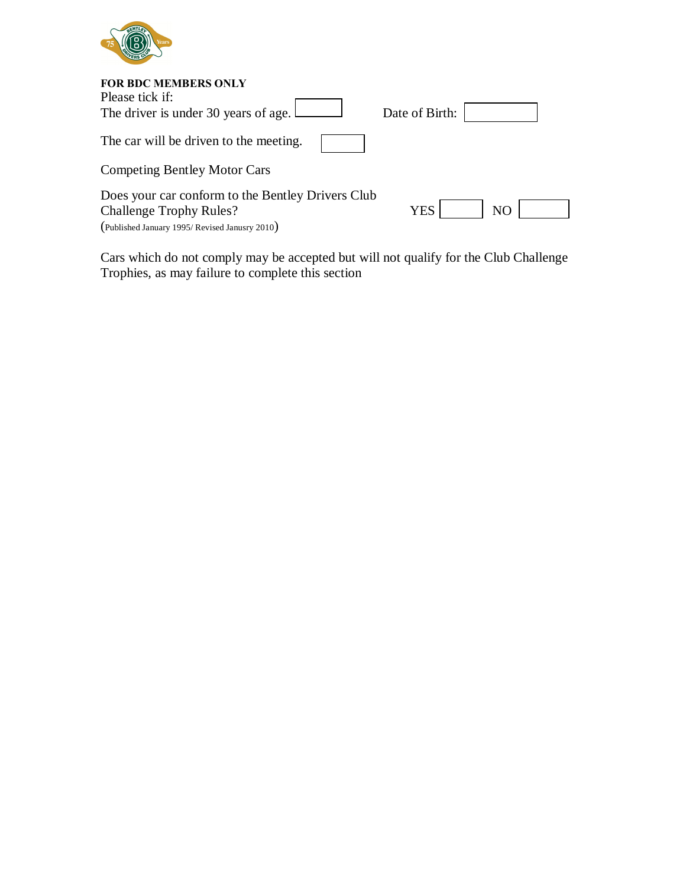**FOR BDC MEMBERS ONLY**

Please tick if:

The driver is under 30 years of age. ☐ Date of Birth: ☐

The car will be driven to the meeting. ☐

Competing Bentley Motor Cars

Does your car conform to the Bentley Drivers Club Challenge Trophy Rules? YES ☐ NO ☐

(Published January 1995/ Revised Janusry 2010)

Cars which do not comply may be accepted but will not qualify for the Club Challenge Trophies, as may failure to complete this section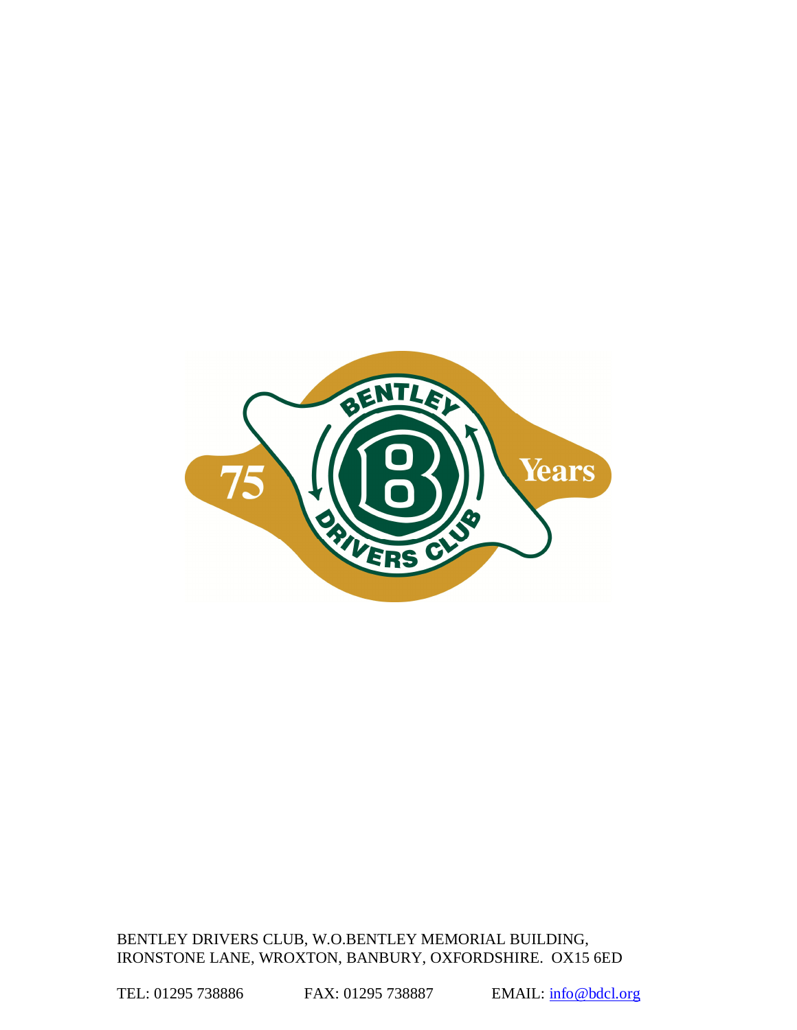BENTLEY DRIVERS CLUB, W.O.BENTLEY MEMORIAL BUILDING,
IRONSTONE LANE, WROXTON, BANBURY, OXFORDSHIRE. OX15 6ED

TEL: 01295 738886 FAX: 01295 738887 EMAIL: info@bdcl.org